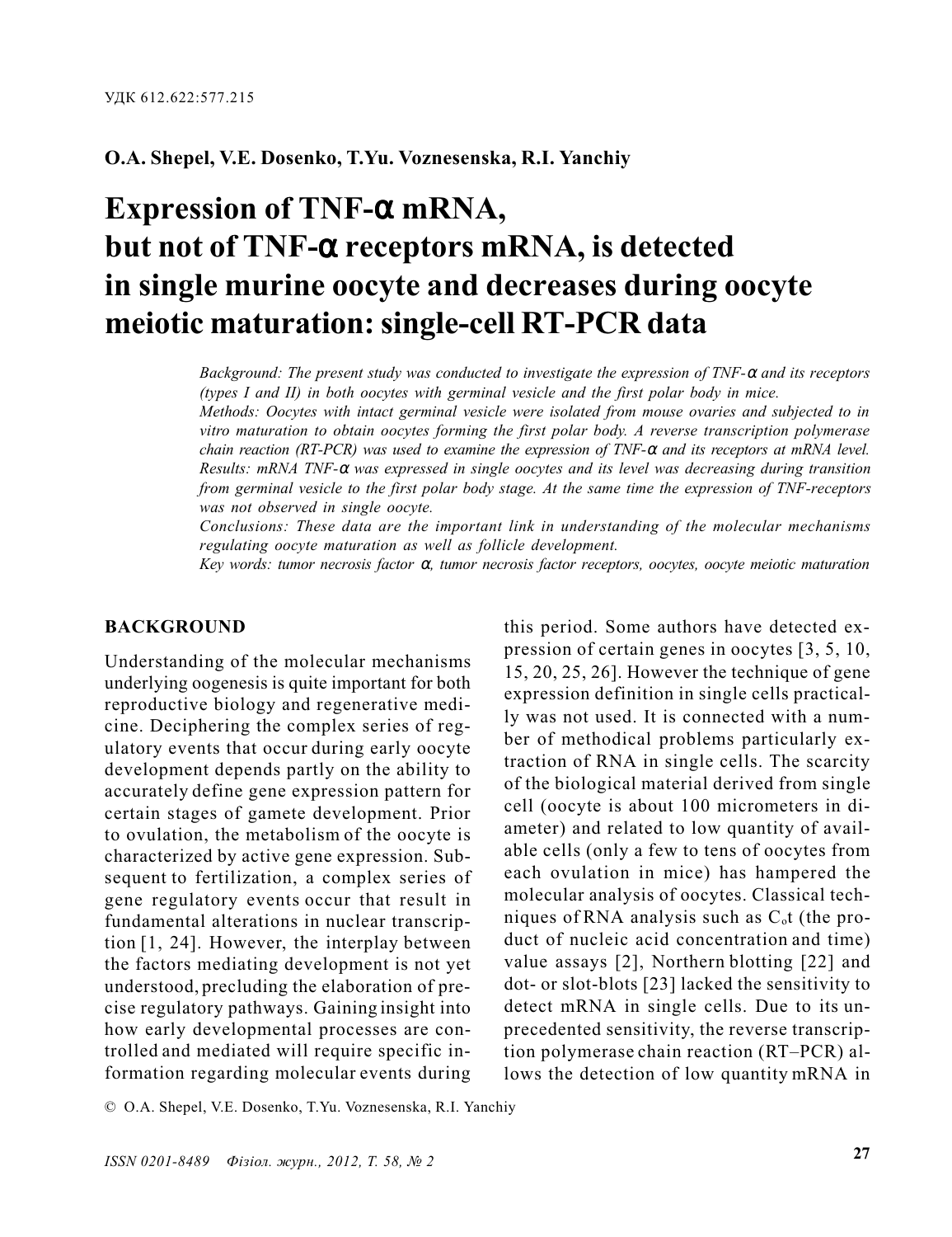УДК 612.622:577.215

**O.A. Shepel, V.E. Dosenko, T.Yu. Voznesenska, R.I. Yanchiy**

# Expression of TNF-α mRNA, but not of TNF-α receptors mRNA, is detected in single murine oocyte and decreases during oocyte meiotic maturation: single-cell RT-PCR data

*Background: The present study was conducted to investigate the expression of TNF-α and its receptors (types I and II) in both oocytes with germinal vesicle and the first polar body in mice.*
*Methods: Oocytes with intact germinal vesicle were isolated from mouse ovaries and subjected to in vitro maturation to obtain oocytes forming the first polar body. A reverse transcription polymerase chain reaction (RT-PCR) was used to examine the expression of TNF-α and its receptors at mRNA level.*
*Results: mRNA TNF-α was expressed in single oocytes and its level was decreasing during transition from germinal vesicle to the first polar body stage. At the same time the expression of TNF-receptors was not observed in single oocyte.*
*Conclusions: These data are the important link in understanding of the molecular mechanisms regulating oocyte maturation as well as follicle development.*
*Key words: tumor necrosis factor α, tumor necrosis factor receptors, oocytes, oocyte meiotic maturation*

## BACKGROUND

Understanding of the molecular mechanisms underlying oogenesis is quite important for both reproductive biology and regenerative medicine. Deciphering the complex series of regulatory events that occur during early oocyte development depends partly on the ability to accurately define gene expression pattern for certain stages of gamete development. Prior to ovulation, the metabolism of the oocyte is characterized by active gene expression. Subsequent to fertilization, a complex series of gene regulatory events occur that result in fundamental alterations in nuclear transcription [1, 24]. However, the interplay between the factors mediating development is not yet understood, precluding the elaboration of precise regulatory pathways. Gaining insight into how early developmental processes are controlled and mediated will require specific information regarding molecular events during this period. Some authors have detected expression of certain genes in oocytes [3, 5, 10, 15, 20, 25, 26]. However the technique of gene expression definition in single cells practically was not used. It is connected with a number of methodical problems particularly extraction of RNA in single cells. The scarcity of the biological material derived from single cell (oocyte is about 100 micrometers in diameter) and related to low quantity of available cells (only a few to tens of oocytes from each ovulation in mice) has hampered the molecular analysis of oocytes. Classical techniques of RNA analysis such as $C_ot$ (the product of nucleic acid concentration and time) value assays [2], Northern blotting [22] and dot- or slot-blots [23] lacked the sensitivity to detect mRNA in single cells. Due to its unprecedented sensitivity, the reverse transcription polymerase chain reaction (RT–PCR) allows the detection of low quantity mRNA in

© O.A. Shepel, V.E. Dosenko, T.Yu. Voznesenska, R.I. Yanchiy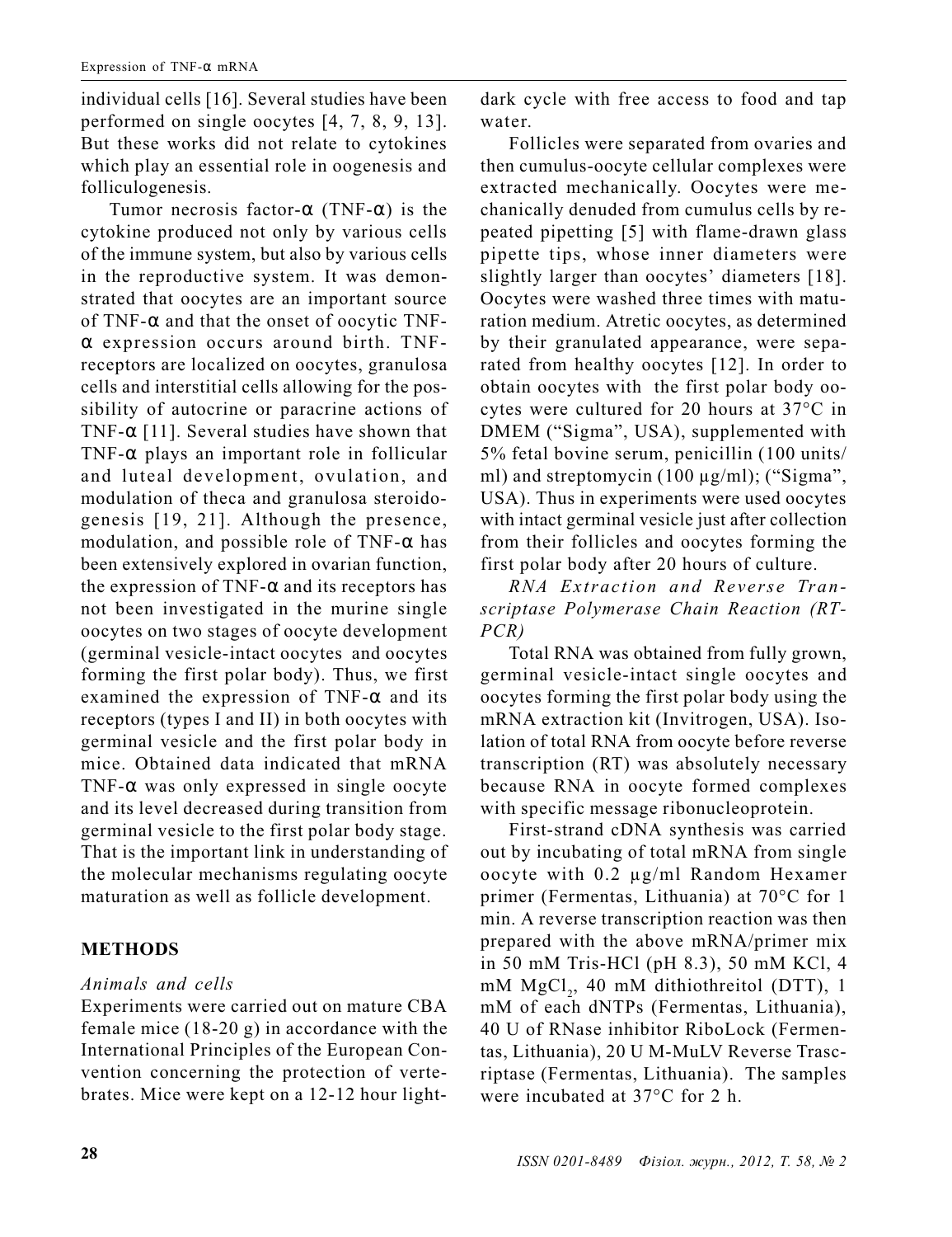individual cells [16]. Several studies have been performed on single oocytes [4, 7, 8, 9, 13]. But these works did not relate to cytokines which play an essential role in oogenesis and folliculogenesis.

Tumor necrosis factor-α (TNF-α) is the cytokine produced not only by various cells of the immune system, but also by various cells in the reproductive system. It was demonstrated that oocytes are an important source of TNF-α and that the onset of oocytic TNF-α expression occurs around birth. TNF-receptors are localized on oocytes, granulosa cells and interstitial cells allowing for the possibility of autocrine or paracrine actions of TNF-α [11]. Several studies have shown that TNF-α plays an important role in follicular and luteal development, ovulation, and modulation of theca and granulosa steroidogenesis [19, 21]. Although the presence, modulation, and possible role of TNF-α has been extensively explored in ovarian function, the expression of TNF-α and its receptors has not been investigated in the murine single oocytes on two stages of oocyte development (germinal vesicle-intact oocytes and oocytes forming the first polar body). Thus, we first examined the expression of TNF-α and its receptors (types I and II) in both oocytes with germinal vesicle and the first polar body in mice. Obtained data indicated that mRNA TNF-α was only expressed in single oocyte and its level decreased during transition from germinal vesicle to the first polar body stage. That is the important link in understanding of the molecular mechanisms regulating oocyte maturation as well as follicle development.

## METHODS

*Animals and cells*

Experiments were carried out on mature CBA female mice (18-20 g) in accordance with the International Principles of the European Convention concerning the protection of vertebrates. Mice were kept on a 12-12 hour light-dark cycle with free access to food and tap water.

Follicles were separated from ovaries and then cumulus-oocyte cellular complexes were extracted mechanically. Oocytes were mechanically denuded from cumulus cells by repeated pipetting [5] with flame-drawn glass pipette tips, whose inner diameters were slightly larger than oocytes' diameters [18]. Oocytes were washed three times with maturation medium. Atretic oocytes, as determined by their granulated appearance, were separated from healthy oocytes [12]. In order to obtain oocytes with the first polar body oocytes were cultured for 20 hours at 37°C in DMEM ("Sigma", USA), supplemented with 5% fetal bovine serum, penicillin (100 units/ml) and streptomycin (100 μg/ml); ("Sigma", USA). Thus in experiments were used oocytes with intact germinal vesicle just after collection from their follicles and oocytes forming the first polar body after 20 hours of culture.

*RNA Extraction and Reverse Transcriptase Polymerase Chain Reaction (RT-PCR)*

Total RNA was obtained from fully grown, germinal vesicle-intact single oocytes and oocytes forming the first polar body using the mRNA extraction kit (Invitrogen, USA). Isolation of total RNA from oocyte before reverse transcription (RT) was absolutely necessary because RNA in oocyte formed complexes with specific message ribonucleoprotein.

First-strand cDNA synthesis was carried out by incubating of total mRNA from single oocyte with 0.2 μg/ml Random Hexamer primer (Fermentas, Lithuania) at 70°C for 1 min. A reverse transcription reaction was then prepared with the above mRNA/primer mix in 50 mM Tris-HCl (pH 8.3), 50 mM KCl, 4 mM $MgCl_2$, 40 mM dithiothreitol (DTT), 1 mM of each dNTPs (Fermentas, Lithuania), 40 U of RNase inhibitor RiboLock (Fermentas, Lithuania), 20 U M-MuLV Reverse Trascriptase (Fermentas, Lithuania). The samples were incubated at 37°C for 2 h.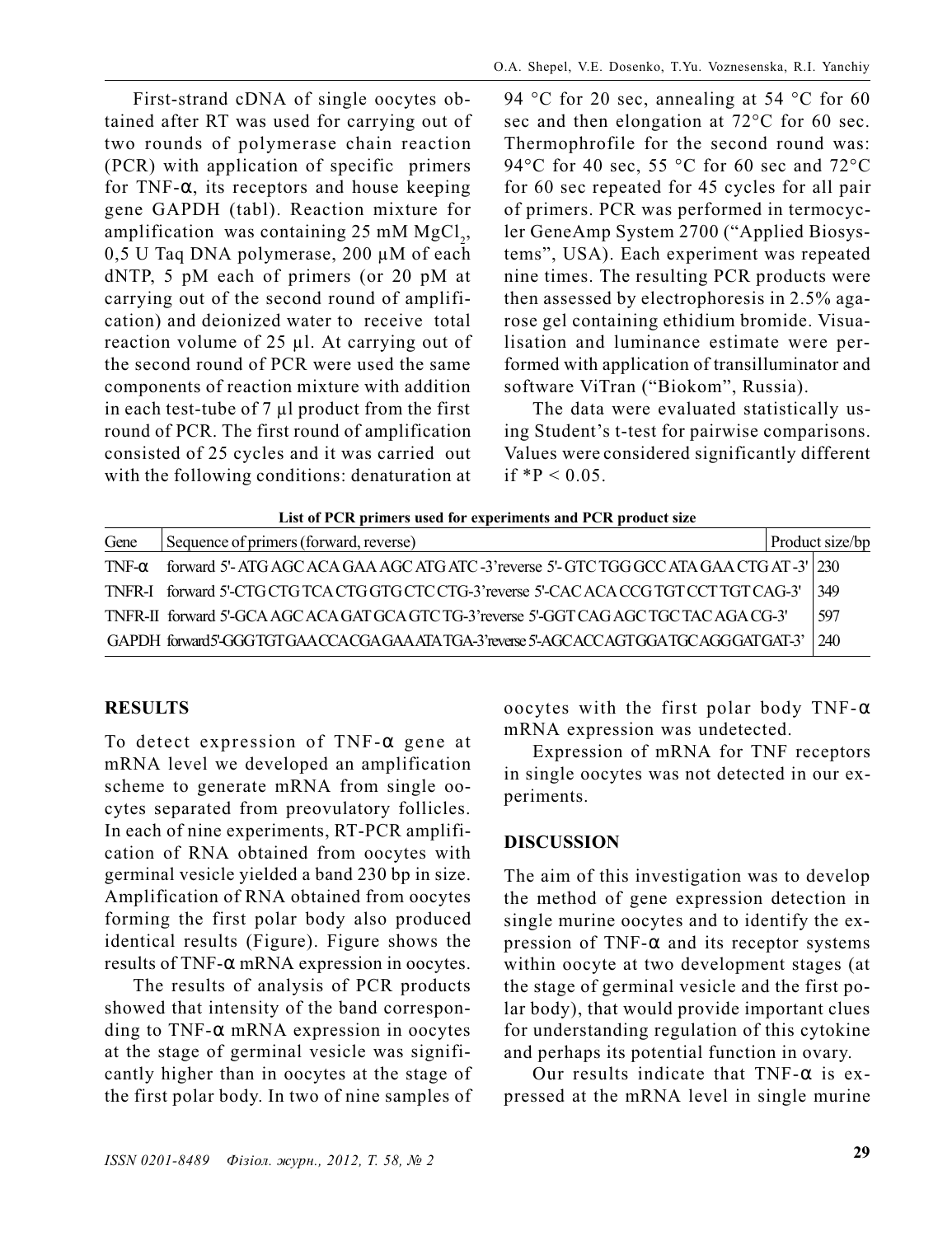First-strand cDNA of single oocytes obtained after RT was used for carrying out of two rounds of polymerase chain reaction (PCR) with application of specific primers for TNF-α, its receptors and house keeping gene GAPDH (tabl). Reaction mixture for amplification was containing 25 mM $MgCl_2$, 0,5 U Taq DNA polymerase, 200 µM of each dNTP, 5 pM each of primers (or 20 pM at carrying out of the second round of amplification) and deionized water to receive total reaction volume of 25 µl. At carrying out of the second round of PCR were used the same components of reaction mixture with addition in each test-tube of 7 µl product from the first round of PCR. The first round of amplification consisted of 25 cycles and it was carried out with the following conditions: denaturation at 94 °C for 20 sec, annealing at 54 °C for 60 sec and then elongation at 72°C for 60 sec. Thermophrofile for the second round was: 94°C for 40 sec, 55 °C for 60 sec and 72°C for 60 sec repeated for 45 cycles for all pair of primers. PCR was performed in termocycler GeneAmp System 2700 ("Applied Biosystems", USA). Each experiment was repeated nine times. The resulting PCR products were then assessed by electrophoresis in 2.5% agarose gel containing ethidium bromide. Visualisation and luminance estimate were performed with application of transilluminator and software ViTran ("Biokom", Russia).

The data were evaluated statistically using Student's t-test for pairwise comparisons. Values were considered significantly different if $*P < 0.05$.

**List of PCR primers used for experiments and PCR product size**

| Gene | Sequence of primers (forward, reverse) | Product size/bp |
|---|---|---|
| TNF-α | forward 5'- ATG AGC ACA GAA AGC ATG ATC -3' reverse 5'- GTC TGG GCC ATA GAA CTG AT -3' | 230 |
| TNFR-I | forward 5'-CTG CTG TCA CTG GTG CTC CTG-3' reverse 5'-CAC ACA CCG TGT CCT TGT CAG-3' | 349 |
| TNFR-II | forward 5'-GCA AGC ACA GAT GCA GTC TG-3' reverse 5'-GGT CAG AGC TGC TAC AGA CG-3' | 597 |
| GAPDH | forward 5'-GGG TGT GAA CCA CGA GAA ATA TGA-3' reverse 5'-AGC ACC AGT GGA TGC AGG GAT GAT-3' | 240 |

## RESULTS

To detect expression of TNF-α gene at mRNA level we developed an amplification scheme to generate mRNA from single oocytes separated from preovulatory follicles. In each of nine experiments, RT-PCR amplification of RNA obtained from oocytes with germinal vesicle yielded a band 230 bp in size. Amplification of RNA obtained from oocytes forming the first polar body also produced identical results (Figure). Figure shows the results of TNF-α mRNA expression in oocytes.

The results of analysis of PCR products showed that intensity of the band corresponding to TNF-α mRNA expression in oocytes at the stage of germinal vesicle was significantly higher than in oocytes at the stage of the first polar body. In two of nine samples of oocytes with the first polar body TNF-α mRNA expression was undetected.

Expression of mRNA for TNF receptors in single oocytes was not detected in our experiments.

## DISCUSSION

The aim of this investigation was to develop the method of gene expression detection in single murine oocytes and to identify the expression of TNF-α and its receptor systems within oocyte at two development stages (at the stage of germinal vesicle and the first polar body), that would provide important clues for understanding regulation of this cytokine and perhaps its potential function in ovary.

Our results indicate that TNF-α is expressed at the mRNA level in single murine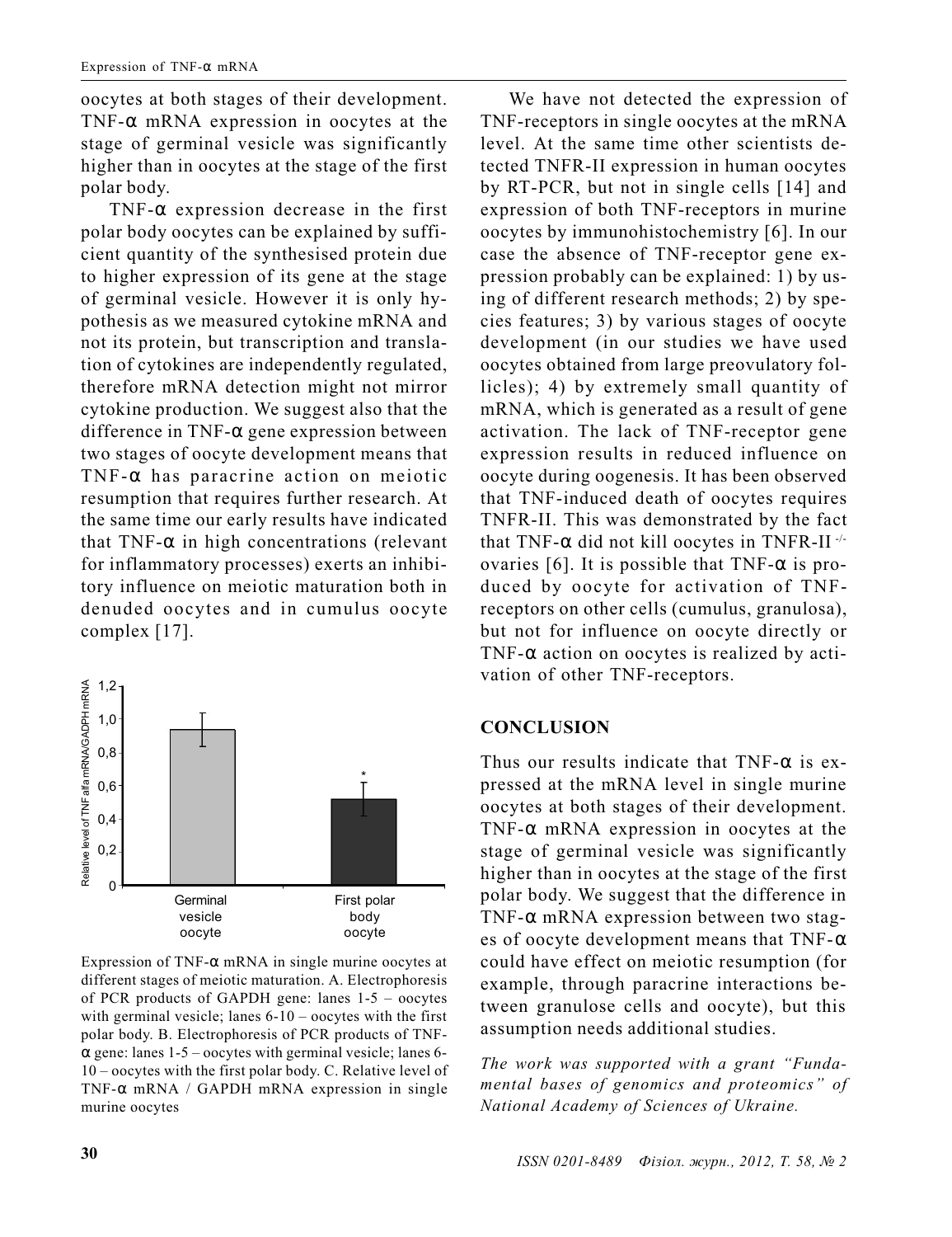oocytes at both stages of their development. TNF-α mRNA expression in oocytes at the stage of germinal vesicle was significantly higher than in oocytes at the stage of the first polar body.

TNF-α expression decrease in the first polar body oocytes can be explained by sufficient quantity of the synthesised protein due to higher expression of its gene at the stage of germinal vesicle. However it is only hypothesis as we measured cytokine mRNA and not its protein, but transcription and translation of cytokines are independently regulated, therefore mRNA detection might not mirror cytokine production. We suggest also that the difference in TNF-α gene expression between two stages of oocyte development means that TNF-α has paracrine action on meiotic resumption that requires further research. At the same time our early results have indicated that TNF-α in high concentrations (relevant for inflammatory processes) exerts an inhibitory influence on meiotic maturation both in denuded oocytes and in cumulus oocyte complex [17].

Expression of TNF-α mRNA in single murine oocytes at different stages of meiotic maturation. A. Electrophoresis of PCR products of GAPDH gene: lanes 1-5 – oocytes with germinal vesicle; lanes 6-10 – oocytes with the first polar body. B. Electrophoresis of PCR products of TNF-α gene: lanes 1-5 – oocytes with germinal vesicle; lanes 6-10 – oocytes with the first polar body. C. Relative level of TNF-α mRNA / GAPDH mRNA expression in single murine oocytes

We have not detected the expression of TNF-receptors in single oocytes at the mRNA level. At the same time other scientists detected TNFR-II expression in human oocytes by RT-PCR, but not in single cells [14] and expression of both TNF-receptors in murine oocytes by immunohistochemistry [6]. In our case the absence of TNF-receptor gene expression probably can be explained: 1) by using of different research methods; 2) by species features; 3) by various stages of oocyte development (in our studies we have used oocytes obtained from large preovulatory follicles); 4) by extremely small quantity of mRNA, which is generated as a result of gene activation. The lack of TNF-receptor gene expression results in reduced influence on oocyte during oogenesis. It has been observed that TNF-induced death of oocytes requires TNFR-II. This was demonstrated by the fact that TNF-α did not kill oocytes in TNFR-II $^{-/-}$ ovaries [6]. It is possible that TNF-α is produced by oocyte for activation of TNF-receptors on other cells (cumulus, granulosa), but not for influence on oocyte directly or TNF-α action on oocytes is realized by activation of other TNF-receptors.

## CONCLUSION

Thus our results indicate that TNF-α is expressed at the mRNA level in single murine oocytes at both stages of their development. TNF-α mRNA expression in oocytes at the stage of germinal vesicle was significantly higher than in oocytes at the stage of the first polar body. We suggest that the difference in TNF-α mRNA expression between two stages of oocyte development means that TNF-α could have effect on meiotic resumption (for example, through paracrine interactions between granulose cells and oocyte), but this assumption needs additional studies.

*The work was supported with a grant "Fundamental bases of genomics and proteomics" of National Academy of Sciences of Ukraine.*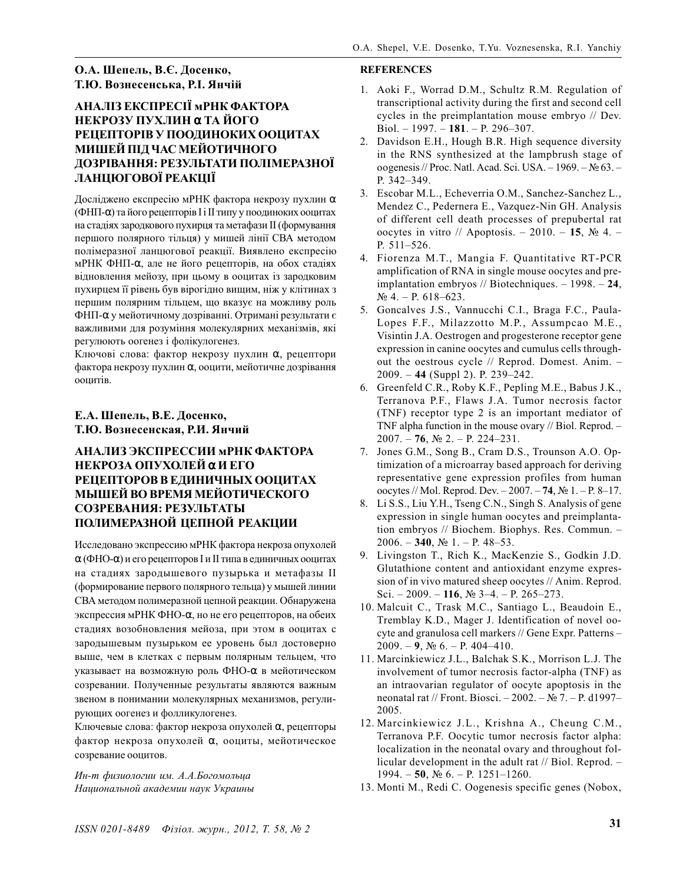**О.А. Шепель, В.Є. Досенко, Т.Ю. Вознесенська, Р.І. Янчій**

## АНАЛІЗ ЕКСПРЕСІЇ мРНК ФАКТОРА НЕКРОЗУ ПУХЛИН α ТА ЙОГО РЕЦЕПТОРІВ У ПООДИНОКИХ ООЦИТАХ МИШЕЙ ПІД ЧАС МЕЙОТИЧНОГО ДОЗРІВАННЯ: РЕЗУЛЬТАТИ ПОЛІМЕРАЗНОЇ ЛАНЦЮГОВОЇ РЕАКЦІЇ

Досліджено експресію мРНК фактора некрозу пухлин α (ФНП-α) та його рецепторів I і II типу у поодиноких ооцитах на стадіях зародкового пухирця та метафази II (формування першого полярного тільця) у мишей лінії CBA методом полімеразної ланцюгової реакції. Виявлено експресію мРНК ФНП-α, але не його рецепторів, на обох стадіях відновлення мейозу, при цьому в ооцитах із зародковим пухирцем її рівень був вірогідно вищим, ніж у клітинах з першим полярним тільцем, що вказує на можливу роль ФНП-α у мейотичному дозріванні. Отримані результати є важливими для розуміння молекулярних механізмів, які регулюють оогенез і фолікулогенез.

Ключові слова: фактор некрозу пухлин α, рецептори фактора некрозу пухлин α, ооцити, мейотичне дозрівання ооцитів.

**Е.А. Шепель, В.Е. Досенко, Т.Ю. Вознесенская, Р.И. Янчий**

## АНАЛИЗ ЭКСПРЕССИИ мРНК ФАКТОРА НЕКРОЗА ОПУХОЛЕЙ α И ЕГО РЕЦЕПТОРОВ В ЕДИНИЧНЫХ ООЦИТАХ МЫШЕЙ ВО ВРЕМЯ МЕЙОТИЧЕСКОГО СОЗРЕВАНИЯ: РЕЗУЛЬТАТЫ ПОЛИМЕРАЗНОЙ ЦЕПНОЙ РЕАКЦИИ

Исследовано экспрессию мРНК фактора некроза опухолей α (ФНО-α) и его рецепторов I и II типа в единичных ооцитах на стадиях зародышевого пузырька и метафазы II (формирование первого полярного тельца) у мышей линии CBA методом полимеразной цепной реакции. Обнаружена экспрессия мРНК ФНО-α, но не его рецепторов, на обеих стадиях возобновления мейоза, при этом в ооцитах с зародышевым пузырьком ее уровень был достоверно выше, чем в клетках с первым полярным тельцем, что указывает на возможную роль ФНО-α в мейотическом созревании. Полученные результаты являются важным звеном в понимании молекулярных механизмов, регулирующих оогенез и фолликулогенез.

Ключевые слова: фактор некроза опухолей α, рецепторы фактор некроза опухолей α, ооциты, мейотическое созревание ооцитов.

*Ин-т физиологии им. А.А.Богомольца Национальной академии наук Украины*

**REFERENCES**

1. Aoki F., Worrad D.M., Schultz R.M. Regulation of transcriptional activity during the first and second cell cycles in the preimplantation mouse embryo // Dev. Biol. – 1997. – **181**. – P. 296–307.
2. Davidson E.H., Hough B.R. High sequence diversity in the RNS synthesized at the lampbrush stage of oogenesis // Proc. Natl. Acad. Sci. USA. – 1969. – № 63. – P. 342–349.
3. Escobar M.L., Echeverria O.M., Sanchez-Sanchez L., Mendez C., Pedernera E., Vazquez-Nin GH. Analysis of different cell death processes of prepubertal rat oocytes in vitro // Apoptosis. – 2010. – **15**, № 4. – P. 511–526.
4. Fiorenza M.T., Mangia F. Quantitative RT-PCR amplification of RNA in single mouse oocytes and preimplantation embryos // Biotechniques. – 1998. – **24**, № 4. – P. 618–623.
5. Goncalves J.S., Vannucchi C.I., Braga F.C., Paula-Lopes F.F., Milazzotto M.P., Assumpcao M.E., Visintin J.A. Oestrogen and progesterone receptor gene expression in canine oocytes and cumulus cells throughout the oestrous cycle // Reprod. Domest. Anim. – 2009. – **44** (Suppl 2). P. 239–242.
6. Greenfeld C.R., Roby K.F., Pepling M.E., Babus J.K., Terranova P.F., Flaws J.A. Tumor necrosis factor (TNF) receptor type 2 is an important mediator of TNF alpha function in the mouse ovary // Biol. Reprod. – 2007. – **76**, № 2. – P. 224–231.
7. Jones G.M., Song B., Cram D.S., Trounson A.O. Optimization of a microarray based approach for deriving representative gene expression profiles from human oocytes // Mol. Reprod. Dev. – 2007. – **74**, № 1. – P. 8–17.
8. Li S.S., Liu Y.H., Tseng C.N., Singh S. Analysis of gene expression in single human oocytes and preimplantation embryos // Biochem. Biophys. Res. Commun. – 2006. – **340**, № 1. – P. 48–53.
9. Livingston T., Rich K., MacKenzie S., Godkin J.D. Glutathione content and antioxidant enzyme expression of in vivo matured sheep oocytes // Anim. Reprod. Sci. – 2009. – **116**, № 3–4. – P. 265–273.
10. Malcuit C., Trask M.C., Santiago L., Beaudoin E., Tremblay K.D., Mager J. Identification of novel oocyte and granulosa cell markers // Gene Expr. Patterns – 2009. – **9**, № 6. – P. 404–410.
11. Marcinkiewicz J.L., Balchak S.K., Morrison L.J. The involvement of tumor necrosis factor-alpha (TNF) as an intraovarian regulator of oocyte apoptosis in the neonatal rat // Front. Biosci. – 2002. – № 7. – P. d1997–2005.
12. Marcinkiewicz J.L., Krishna A., Cheung C.M., Terranova P.F. Oocytic tumor necrosis factor alpha: localization in the neonatal ovary and throughout follicular development in the adult rat // Biol. Reprod. – 1994. – **50**, № 6. – P. 1251–1260.
13. Monti M., Redi C. Oogenesis specific genes (Nobox,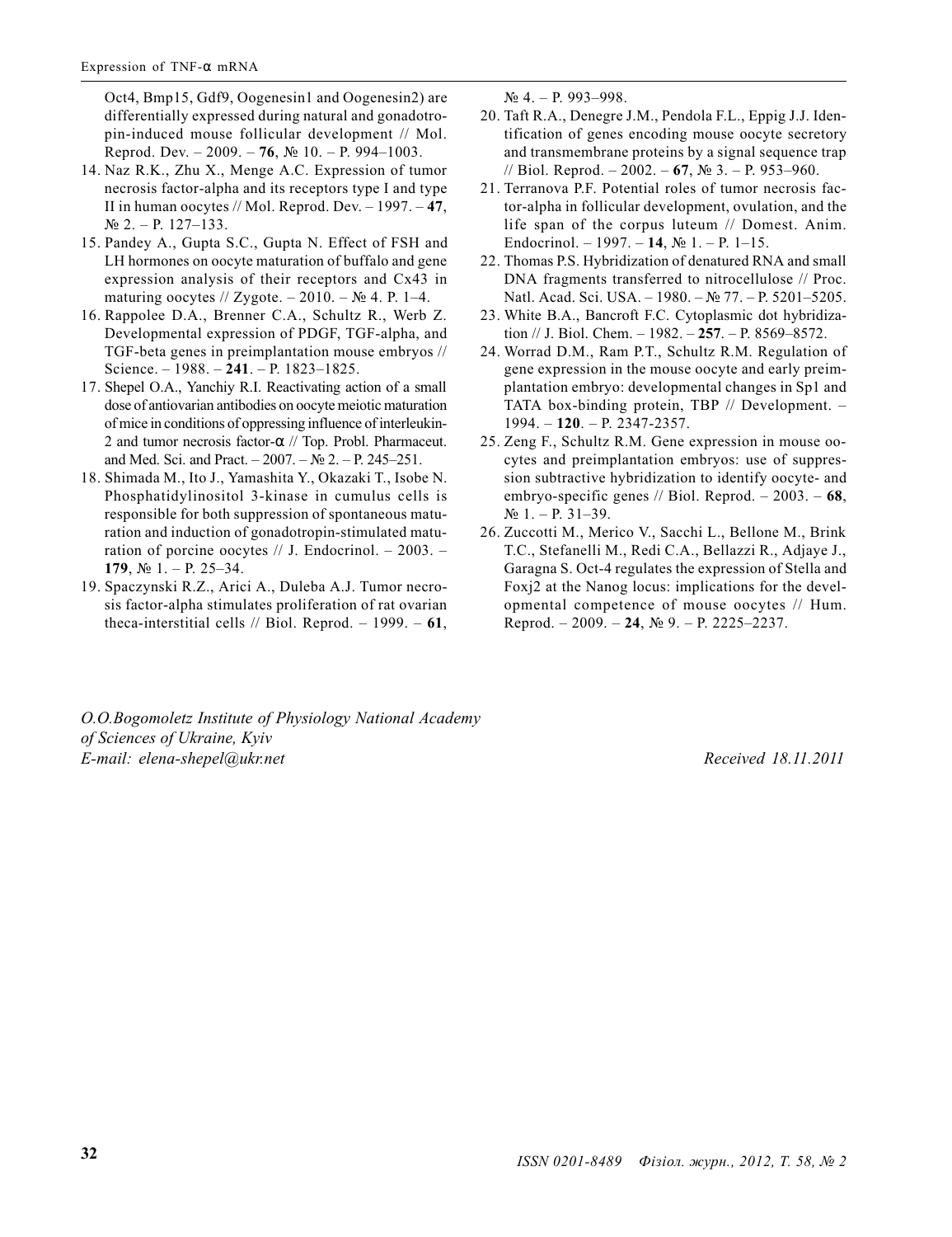Oct4, Bmp15, Gdf9, Oogenesin1 and Oogenesin2) are differentially expressed during natural and gonadotropin-induced mouse follicular development // Mol. Reprod. Dev. – 2009. – **76**, № 10. – P. 994–1003.

14. Naz R.K., Zhu X., Menge A.C. Expression of tumor necrosis factor-alpha and its receptors type I and type II in human oocytes // Mol. Reprod. Dev. – 1997. – **47**, № 2. – P. 127–133.
15. Pandey A., Gupta S.C., Gupta N. Effect of FSH and LH hormones on oocyte maturation of buffalo and gene expression analysis of their receptors and Cx43 in maturing oocytes // Zygote. – 2010. – № 4. P. 1–4.
16. Rappolee D.A., Brenner C.A., Schultz R., Werb Z. Developmental expression of PDGF, TGF-alpha, and TGF-beta genes in preimplantation mouse embryos // Science. – 1988. – **241**. – P. 1823–1825.
17. Shepel O.A., Yanchiy R.I. Reactivating action of a small dose of antiovarian antibodies on oocyte meiotic maturation of mice in conditions of oppressing influence of interleukin-2 and tumor necrosis factor-α // Top. Probl. Pharmaceut. and Med. Sci. and Pract. – 2007. – № 2. – P. 245–251.
18. Shimada M., Ito J., Yamashita Y., Okazaki T., Isobe N. Phosphatidylinositol 3-kinase in cumulus cells is responsible for both suppression of spontaneous maturation and induction of gonadotropin-stimulated maturation of porcine oocytes // J. Endocrinol. – 2003. – **179**, № 1. – P. 25–34.
19. Spaczynski R.Z., Arici A., Duleba A.J. Tumor necrosis factor-alpha stimulates proliferation of rat ovarian theca-interstitial cells // Biol. Reprod. – 1999. – **61**, № 4. – P. 993–998.
20. Taft R.A., Denegre J.M., Pendola F.L., Eppig J.J. Identification of genes encoding mouse oocyte secretory and transmembrane proteins by a signal sequence trap // Biol. Reprod. – 2002. – **67**, № 3. – P. 953–960.
21. Terranova P.F. Potential roles of tumor necrosis factor-alpha in follicular development, ovulation, and the life span of the corpus luteum // Domest. Anim. Endocrinol. – 1997. – **14**, № 1. – P. 1–15.
22. Thomas P.S. Hybridization of denatured RNA and small DNA fragments transferred to nitrocellulose // Proc. Natl. Acad. Sci. USA. – 1980. – № 77. – P. 5201–5205.
23. White B.A., Bancroft F.C. Cytoplasmic dot hybridization // J. Biol. Chem. – 1982. – **257**. – P. 8569–8572.
24. Worrad D.M., Ram P.T., Schultz R.M. Regulation of gene expression in the mouse oocyte and early preimplantation embryo: developmental changes in Sp1 and TATA box-binding protein, TBP // Development. – 1994. – **120**. – P. 2347-2357.
25. Zeng F., Schultz R.M. Gene expression in mouse oocytes and preimplantation embryos: use of suppression subtractive hybridization to identify oocyte- and embryo-specific genes // Biol. Reprod. – 2003. – **68**, № 1. – P. 31–39.
26. Zuccotti M., Merico V., Sacchi L., Bellone M., Brink T.C., Stefanelli M., Redi C.A., Bellazzi R., Adjaye J., Garagna S. Oct-4 regulates the expression of Stella and Foxj2 at the Nanog locus: implications for the developmental competence of mouse oocytes // Hum. Reprod. – 2009. – **24**, № 9. – P. 2225–2237.

*O.O.Bogomoletz Institute of Physiology National Academy of Sciences of Ukraine, Kyiv*
*E-mail: elena-shepel@ukr.net*

*Received 18.11.2011*